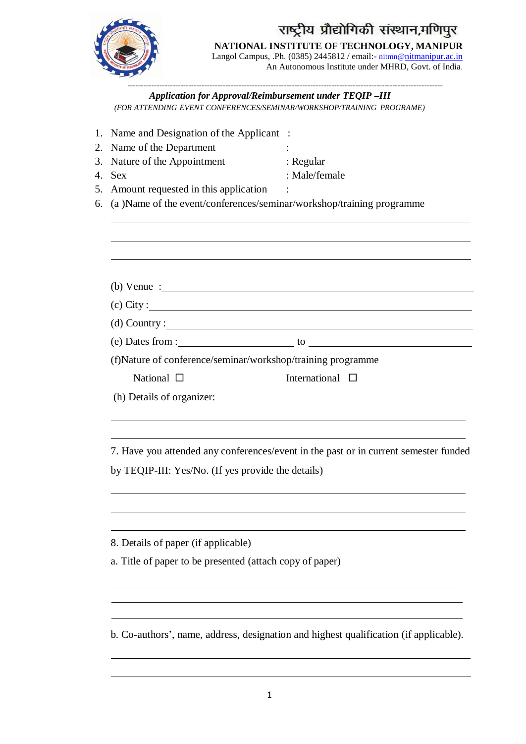# राष्ट्रीय प्रौद्योगिकी संस्थान,मणिपुर

**NATIONAL INSTITUTE OF TECHNOLOGY, MANIPUR**

Langol Campus, .Ph. (0385) 2445812 / email:- nitmn@nitmanipur.ac.in

An Autonomous Institute under MHRD, Govt. of India.

---

***Application for Approval/Reimbursement under TEQIP –III***

*(FOR ATTENDING EVENT CONFERENCES/SEMINAR/WORKSHOP/TRAINING PROGRAME)*

1. Name and Designation of the Applicant :
2. Name of the Department :
3. Nature of the Appointment : Regular
4. Sex : Male/female
5. Amount requested in this application :
6. (a )Name of the event/conferences/seminar/workshop/training programme

   ______________________________________________

   ______________________________________________

   ______________________________________________

   (b) Venue : ______________________________________________

   (c) City : ______________________________________________

   (d) Country : ______________________________________________

   (e) Dates from : ____________________ to ____________________

   (f)Nature of conference/seminar/workshop/training programme

   National ☐ International ☐

   (h) Details of organizer: ______________________________________________

   ______________________________________________

   ______________________________________________

7. Have you attended any conferences/event in the past or in current semester funded by TEQIP-III: Yes/No. (If yes provide the details)

______________________________________________

______________________________________________

______________________________________________

8. Details of paper (if applicable)

a. Title of paper to be presented (attach copy of paper)

______________________________________________

______________________________________________

______________________________________________

b. Co-authors', name, address, designation and highest qualification (if applicable).

______________________________________________

______________________________________________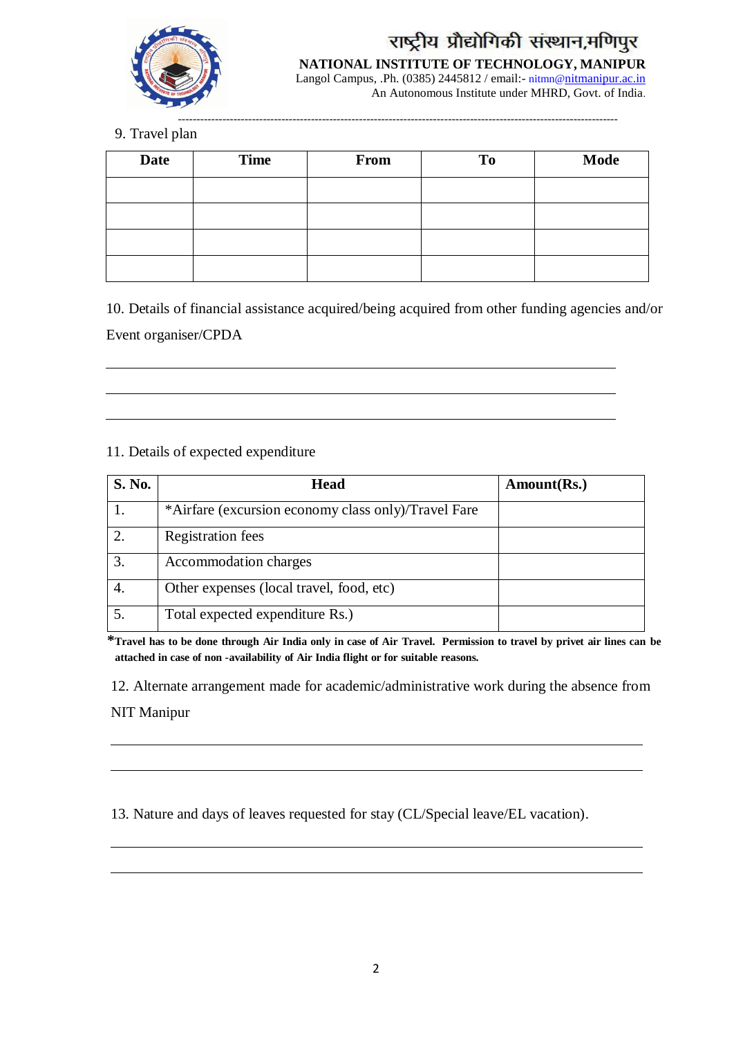राष्ट्रीय प्रौद्योगिकी संस्थान,मणिपुर

**NATIONAL INSTITUTE OF TECHNOLOGY, MANIPUR**

Langol Campus, .Ph. (0385) 2445812 / email:- nitmn@nitmanipur.ac.in

An Autonomous Institute under MHRD, Govt. of India.

9. Travel plan

| Date | Time | From | To | Mode |
|---|---|---|---|---|
| | | | | |
| | | | | |
| | | | | |
| | | | | |

10. Details of financial assistance acquired/being acquired from other funding agencies and/or Event organiser/CPDA

______________________________________________

______________________________________________

______________________________________________

11. Details of expected expenditure

| S. No. | Head | Amount(Rs.) |
|---|---|---|
| 1. | *Airfare (excursion economy class only)/Travel Fare | |
| 2. | Registration fees | |
| 3. | Accommodation charges | |
| 4. | Other expenses (local travel, food, etc) | |
| 5. | Total expected expenditure Rs.) | |

***Travel has to be done through Air India only in case of Air Travel. Permission to travel by privet air lines can be attached in case of non -availability of Air India flight or for suitable reasons.**

12. Alternate arrangement made for academic/administrative work during the absence from NIT Manipur

______________________________________________

______________________________________________

13. Nature and days of leaves requested for stay (CL/Special leave/EL vacation).

______________________________________________

______________________________________________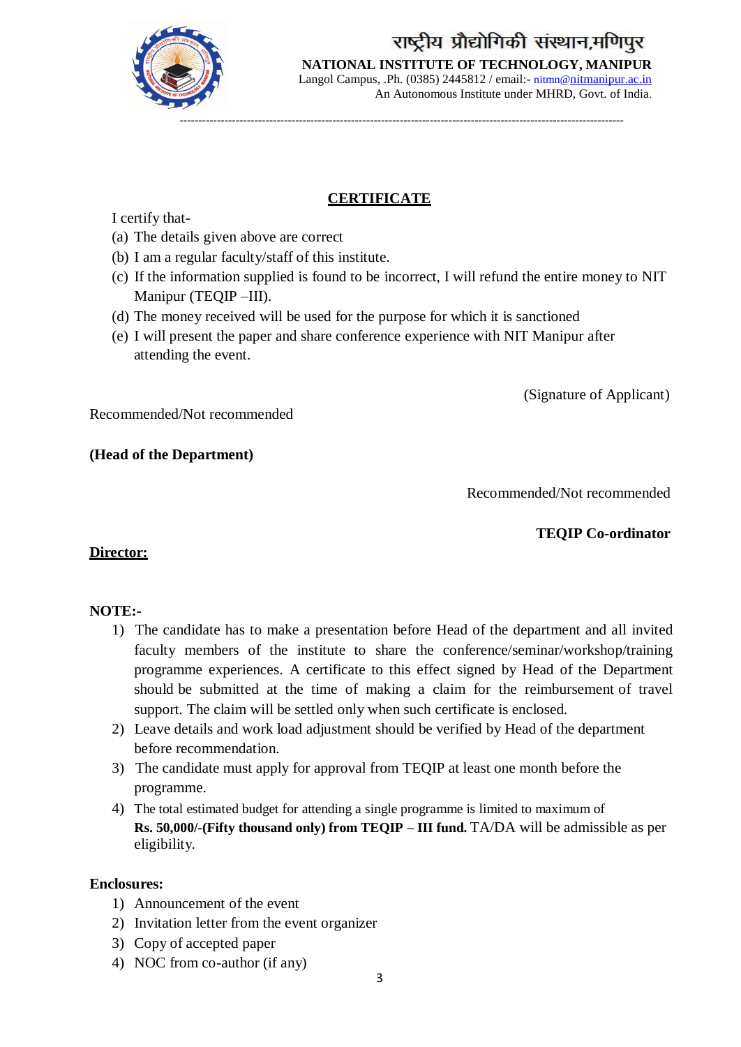राष्ट्रीय प्रौद्योगिकी संस्थान,मणिपुर

**NATIONAL INSTITUTE OF TECHNOLOGY, MANIPUR**

Langol Campus, .Ph. (0385) 2445812 / email:- nitmn@nitmanipur.ac.in

An Autonomous Institute under MHRD, Govt. of India.

---

## CERTIFICATE

I certify that-

(a) The details given above are correct

(b) I am a regular faculty/staff of this institute.

(c) If the information supplied is found to be incorrect, I will refund the entire money to NIT Manipur (TEQIP –III).

(d) The money received will be used for the purpose for which it is sanctioned

(e) I will present the paper and share conference experience with NIT Manipur after attending the event.

(Signature of Applicant)

Recommended/Not recommended

**(Head of the Department)**

Recommended/Not recommended

**TEQIP Co-ordinator**

**Director:**

**NOTE:-**

1) The candidate has to make a presentation before Head of the department and all invited faculty members of the institute to share the conference/seminar/workshop/training programme experiences. A certificate to this effect signed by Head of the Department should be submitted at the time of making a claim for the reimbursement of travel support. The claim will be settled only when such certificate is enclosed.
2) Leave details and work load adjustment should be verified by Head of the department before recommendation.
3) The candidate must apply for approval from TEQIP at least one month before the programme.
4) The total estimated budget for attending a single programme is limited to maximum of **Rs. 50,000/-(Fifty thousand only) from TEQIP – III fund.** TA/DA will be admissible as per eligibility.

**Enclosures:**

1) Announcement of the event
2) Invitation letter from the event organizer
3) Copy of accepted paper
4) NOC from co-author (if any)